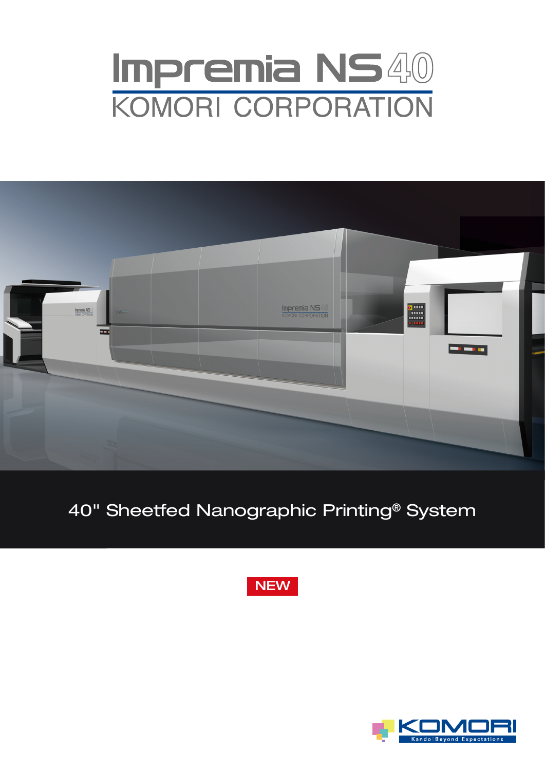# Impremia NS40

KOMORI CORPORATION

40" Sheetfed Nanographic Printing® System

NEW

KOMORI

Kando: Beyond Expectations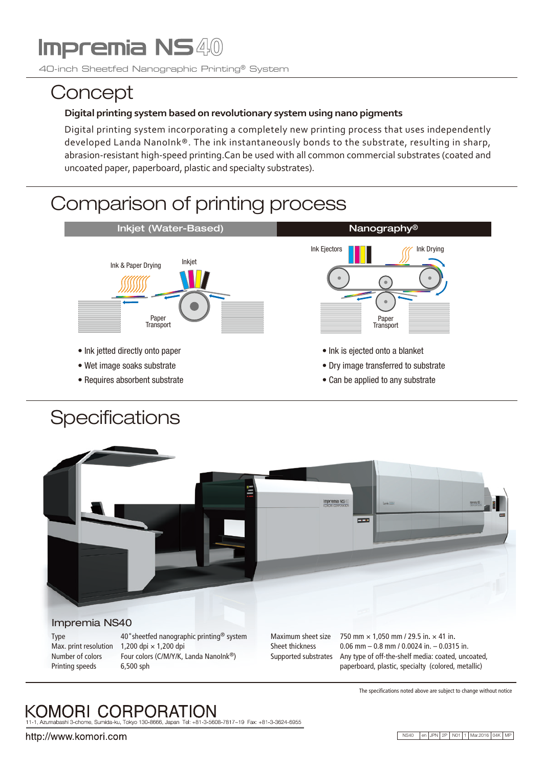# Impremia NS40

40-inch Sheetfed Nanographic Printing® System

## Concept

**Digital printing system based on revolutionary system using nano pigments**

Digital printing system incorporating a completely new printing process that uses independently developed Landa NanoInk®. The ink instantaneously bonds to the substrate, resulting in sharp, abrasion-resistant high-speed printing.Can be applied with all common commercial substrates (coated and uncoated paper, paperboard, plastic and specialty substrates).

## Comparison of printing process

**Inkjet (Water-Based)**

Ink & Paper Drying

Inkjet

Paper Transport

- Ink jetted directly onto paper
- Wet image soaks substrate
- Requires absorbent substrate

**Nanography®**

Ink Ejectors

Ink Drying

Paper Transport

- Ink is ejected onto a blanket
- Dry image transferred to substrate
- Can be applied to any substrate

## Specifications

### Impremia NS40

| | | | |
|---|---|---|---|
| Type | 40"sheetfed nanographic printing® system | Maximum sheet size | 750 mm × 1,050 mm / 29.5 in. × 41 in. |
| Max. print resolution | 1,200 dpi × 1,200 dpi | Sheet thickness | 0.06 mm – 0.8 mm / 0.0024 in. – 0.0315 in. |
| Number of colors | Four colors (C/M/Y/K, Landa NanoInk®) | Supported substrates | Any type of off-the-shelf media: coated, uncoated, paperboard, plastic, specialty (colored, metallic) |
| Printing speeds | 6,500 sph | | |

The specifications noted above are subject to change without notice

KOMORI CORPORATION

11-1, Azumabashi 3-chome, Sumida-ku, Tokyo 130-8666, Japan Tel: +81-3-5608-7817~19 Fax: +81-3-3624-6955

http://www.komori.com

NS40 | en | JPN | 2P | N01 | 1 | Mar.2016 | 04K | MP